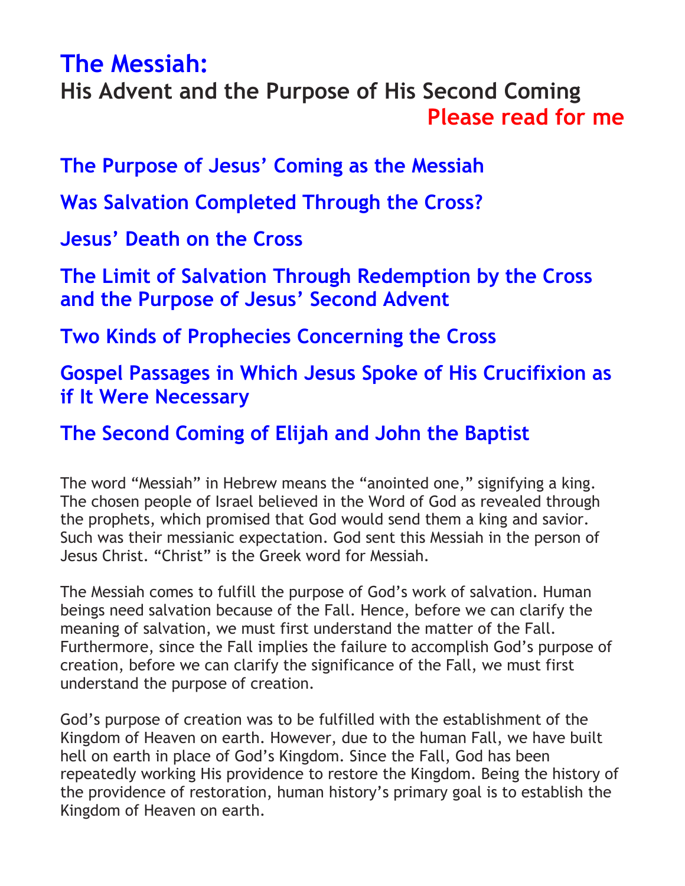# The Messiah:

## His Advent and the Purpose of His Second Coming

**Please read for me**

### The Purpose of Jesus' Coming as the Messiah

### Was Salvation Completed Through the Cross?

### Jesus' Death on the Cross

### The Limit of Salvation Through Redemption by the Cross and the Purpose of Jesus' Second Advent

### Two Kinds of Prophecies Concerning the Cross

### Gospel Passages in Which Jesus Spoke of His Crucifixion as if It Were Necessary

### The Second Coming of Elijah and John the Baptist

The word "Messiah" in Hebrew means the "anointed one," signifying a king. The chosen people of Israel believed in the Word of God as revealed through the prophets, which promised that God would send them a king and savior. Such was their messianic expectation. God sent this Messiah in the person of Jesus Christ. "Christ" is the Greek word for Messiah.

The Messiah comes to fulfill the purpose of God's work of salvation. Human beings need salvation because of the Fall. Hence, before we can clarify the meaning of salvation, we must first understand the matter of the Fall. Furthermore, since the Fall implies the failure to accomplish God's purpose of creation, before we can clarify the significance of the Fall, we must first understand the purpose of creation.

God's purpose of creation was to be fulfilled with the establishment of the Kingdom of Heaven on earth. However, due to the human Fall, we have built hell on earth in place of God's Kingdom. Since the Fall, God has been repeatedly working His providence to restore the Kingdom. Being the history of the providence of restoration, human history's primary goal is to establish the Kingdom of Heaven on earth.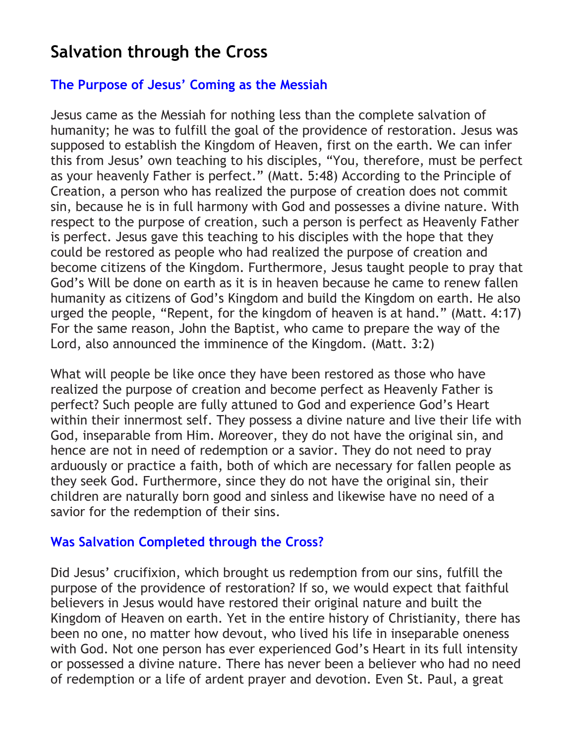# Salvation through the Cross

## The Purpose of Jesus' Coming as the Messiah

Jesus came as the Messiah for nothing less than the complete salvation of humanity; he was to fulfill the goal of the providence of restoration. Jesus was supposed to establish the Kingdom of Heaven, first on the earth. We can infer this from Jesus' own teaching to his disciples, "You, therefore, must be perfect as your heavenly Father is perfect." (Matt. 5:48) According to the Principle of Creation, a person who has realized the purpose of creation does not commit sin, because he is in full harmony with God and possesses a divine nature. With respect to the purpose of creation, such a person is perfect as Heavenly Father is perfect. Jesus gave this teaching to his disciples with the hope that they could be restored as people who had realized the purpose of creation and become citizens of the Kingdom. Furthermore, Jesus taught people to pray that God's Will be done on earth as it is in heaven because he came to renew fallen humanity as citizens of God's Kingdom and build the Kingdom on earth. He also urged the people, "Repent, for the kingdom of heaven is at hand." (Matt. 4:17) For the same reason, John the Baptist, who came to prepare the way of the Lord, also announced the imminence of the Kingdom. (Matt. 3:2)

What will people be like once they have been restored as those who have realized the purpose of creation and become perfect as Heavenly Father is perfect? Such people are fully attuned to God and experience God's Heart within their innermost self. They possess a divine nature and live their life with God, inseparable from Him. Moreover, they do not have the original sin, and hence are not in need of redemption or a savior. They do not need to pray arduously or practice a faith, both of which are necessary for fallen people as they seek God. Furthermore, since they do not have the original sin, their children are naturally born good and sinless and likewise have no need of a savior for the redemption of their sins.

## Was Salvation Completed through the Cross?

Did Jesus' crucifixion, which brought us redemption from our sins, fulfill the purpose of the providence of restoration? If so, we would expect that faithful believers in Jesus would have restored their original nature and built the Kingdom of Heaven on earth. Yet in the entire history of Christianity, there has been no one, no matter how devout, who lived his life in inseparable oneness with God. Not one person has ever experienced God's Heart in its full intensity or possessed a divine nature. There has never been a believer who had no need of redemption or a life of ardent prayer and devotion. Even St. Paul, a great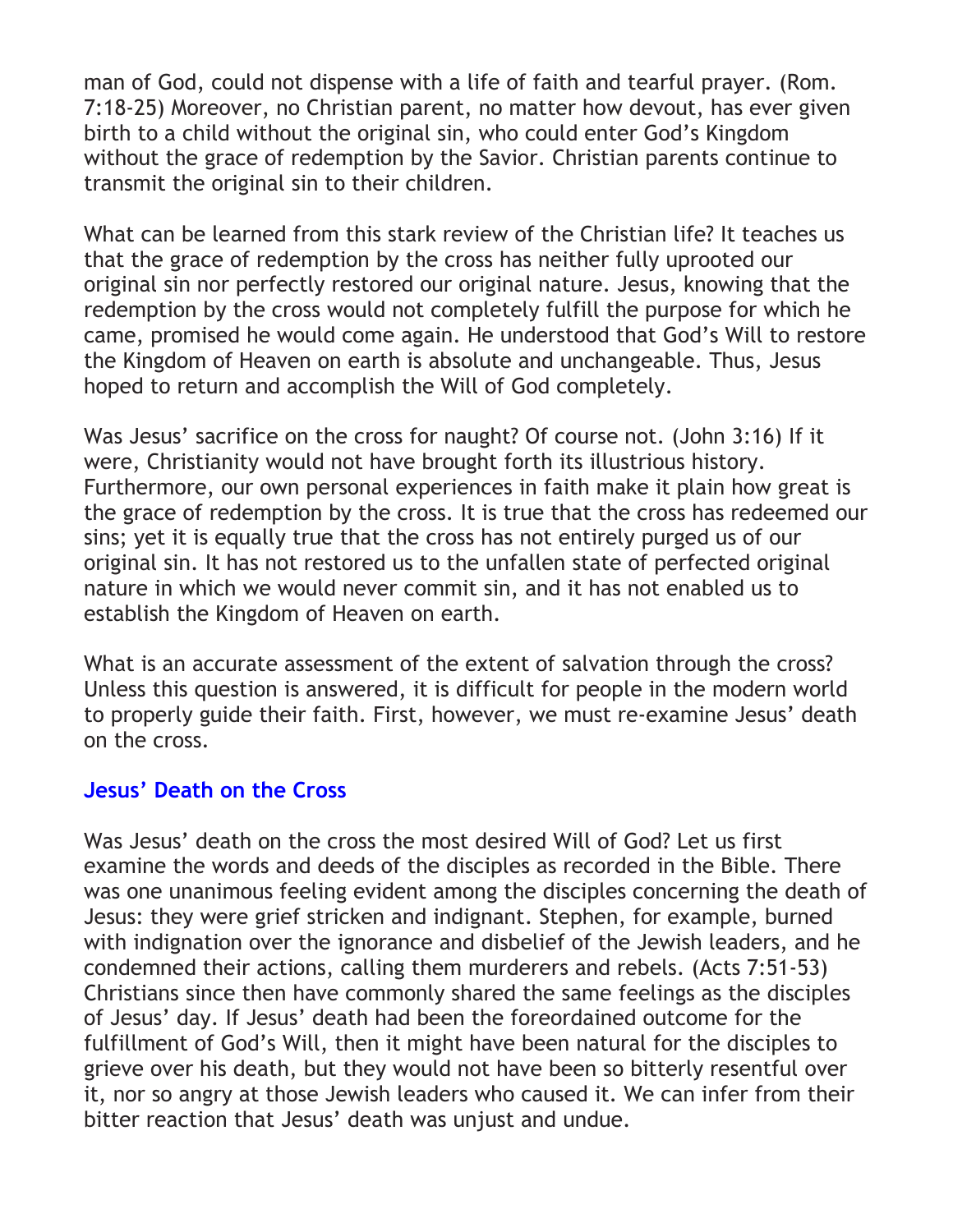man of God, could not dispense with a life of faith and tearful prayer. (Rom. 7:18-25) Moreover, no Christian parent, no matter how devout, has ever given birth to a child without the original sin, who could enter God's Kingdom without the grace of redemption by the Savior. Christian parents continue to transmit the original sin to their children.

What can be learned from this stark review of the Christian life? It teaches us that the grace of redemption by the cross has neither fully uprooted our original sin nor perfectly restored our original nature. Jesus, knowing that the redemption by the cross would not completely fulfill the purpose for which he came, promised he would come again. He understood that God's Will to restore the Kingdom of Heaven on earth is absolute and unchangeable. Thus, Jesus hoped to return and accomplish the Will of God completely.

Was Jesus' sacrifice on the cross for naught? Of course not. (John 3:16) If it were, Christianity would not have brought forth its illustrious history. Furthermore, our own personal experiences in faith make it plain how great is the grace of redemption by the cross. It is true that the cross has redeemed our sins; yet it is equally true that the cross has not entirely purged us of our original sin. It has not restored us to the unfallen state of perfected original nature in which we would never commit sin, and it has not enabled us to establish the Kingdom of Heaven on earth.

What is an accurate assessment of the extent of salvation through the cross? Unless this question is answered, it is difficult for people in the modern world to properly guide their faith. First, however, we must re-examine Jesus' death on the cross.

### Jesus' Death on the Cross

Was Jesus' death on the cross the most desired Will of God? Let us first examine the words and deeds of the disciples as recorded in the Bible. There was one unanimous feeling evident among the disciples concerning the death of Jesus: they were grief stricken and indignant. Stephen, for example, burned with indignation over the ignorance and disbelief of the Jewish leaders, and he condemned their actions, calling them murderers and rebels. (Acts 7:51-53) Christians since then have commonly shared the same feelings as the disciples of Jesus' day. If Jesus' death had been the foreordained outcome for the fulfillment of God's Will, then it might have been natural for the disciples to grieve over his death, but they would not have been so bitterly resentful over it, nor so angry at those Jewish leaders who caused it. We can infer from their bitter reaction that Jesus' death was unjust and undue.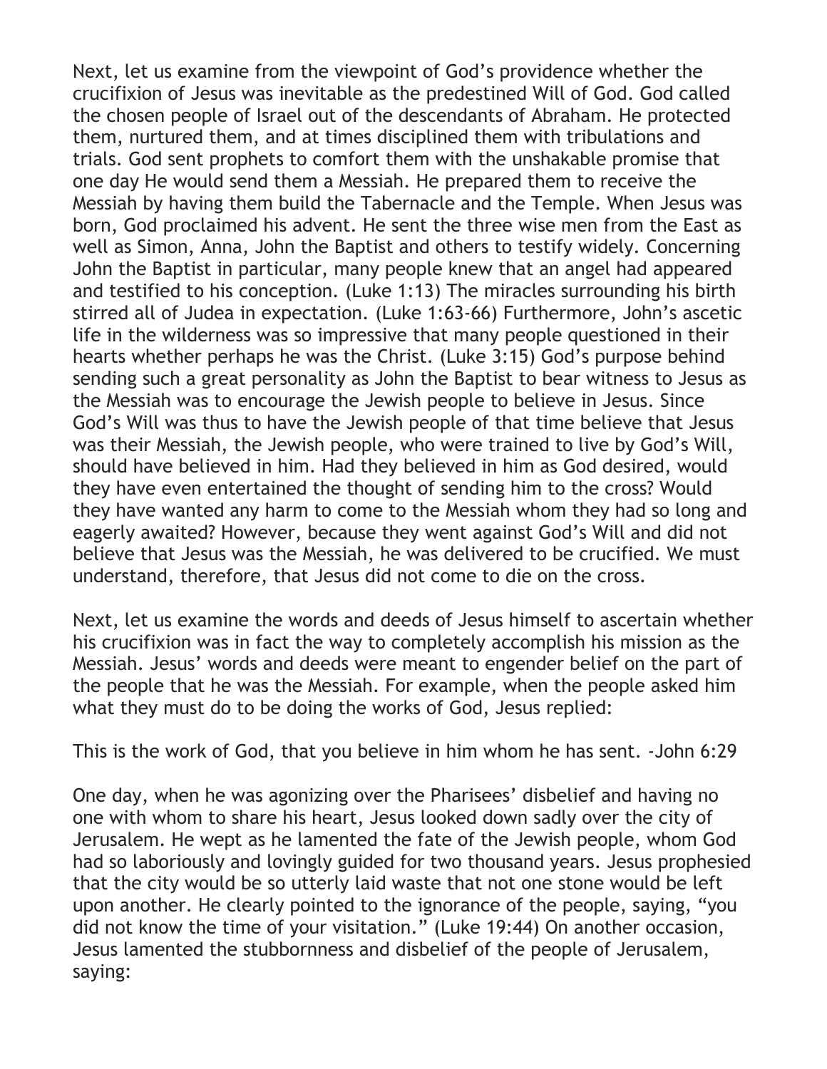Next, let us examine from the viewpoint of God's providence whether the crucifixion of Jesus was inevitable as the predestined Will of God. God called the chosen people of Israel out of the descendants of Abraham. He protected them, nurtured them, and at times disciplined them with tribulations and trials. God sent prophets to comfort them with the unshakable promise that one day He would send them a Messiah. He prepared them to receive the Messiah by having them build the Tabernacle and the Temple. When Jesus was born, God proclaimed his advent. He sent the three wise men from the East as well as Simon, Anna, John the Baptist and others to testify widely. Concerning John the Baptist in particular, many people knew that an angel had appeared and testified to his conception. (Luke 1:13) The miracles surrounding his birth stirred all of Judea in expectation. (Luke 1:63-66) Furthermore, John's ascetic life in the wilderness was so impressive that many people questioned in their hearts whether perhaps he was the Christ. (Luke 3:15) God's purpose behind sending such a great personality as John the Baptist to bear witness to Jesus as the Messiah was to encourage the Jewish people to believe in Jesus. Since God's Will was thus to have the Jewish people of that time believe that Jesus was their Messiah, the Jewish people, who were trained to live by God's Will, should have believed in him. Had they believed in him as God desired, would they have even entertained the thought of sending him to the cross? Would they have wanted any harm to come to the Messiah whom they had so long and eagerly awaited? However, because they went against God's Will and did not believe that Jesus was the Messiah, he was delivered to be crucified. We must understand, therefore, that Jesus did not come to die on the cross.

Next, let us examine the words and deeds of Jesus himself to ascertain whether his crucifixion was in fact the way to completely accomplish his mission as the Messiah. Jesus' words and deeds were meant to engender belief on the part of the people that he was the Messiah. For example, when the people asked him what they must do to be doing the works of God, Jesus replied:

This is the work of God, that you believe in him whom he has sent. -John 6:29

One day, when he was agonizing over the Pharisees' disbelief and having no one with whom to share his heart, Jesus looked down sadly over the city of Jerusalem. He wept as he lamented the fate of the Jewish people, whom God had so laboriously and lovingly guided for two thousand years. Jesus prophesied that the city would be so utterly laid waste that not one stone would be left upon another. He clearly pointed to the ignorance of the people, saying, "you did not know the time of your visitation." (Luke 19:44) On another occasion, Jesus lamented the stubbornness and disbelief of the people of Jerusalem, saying: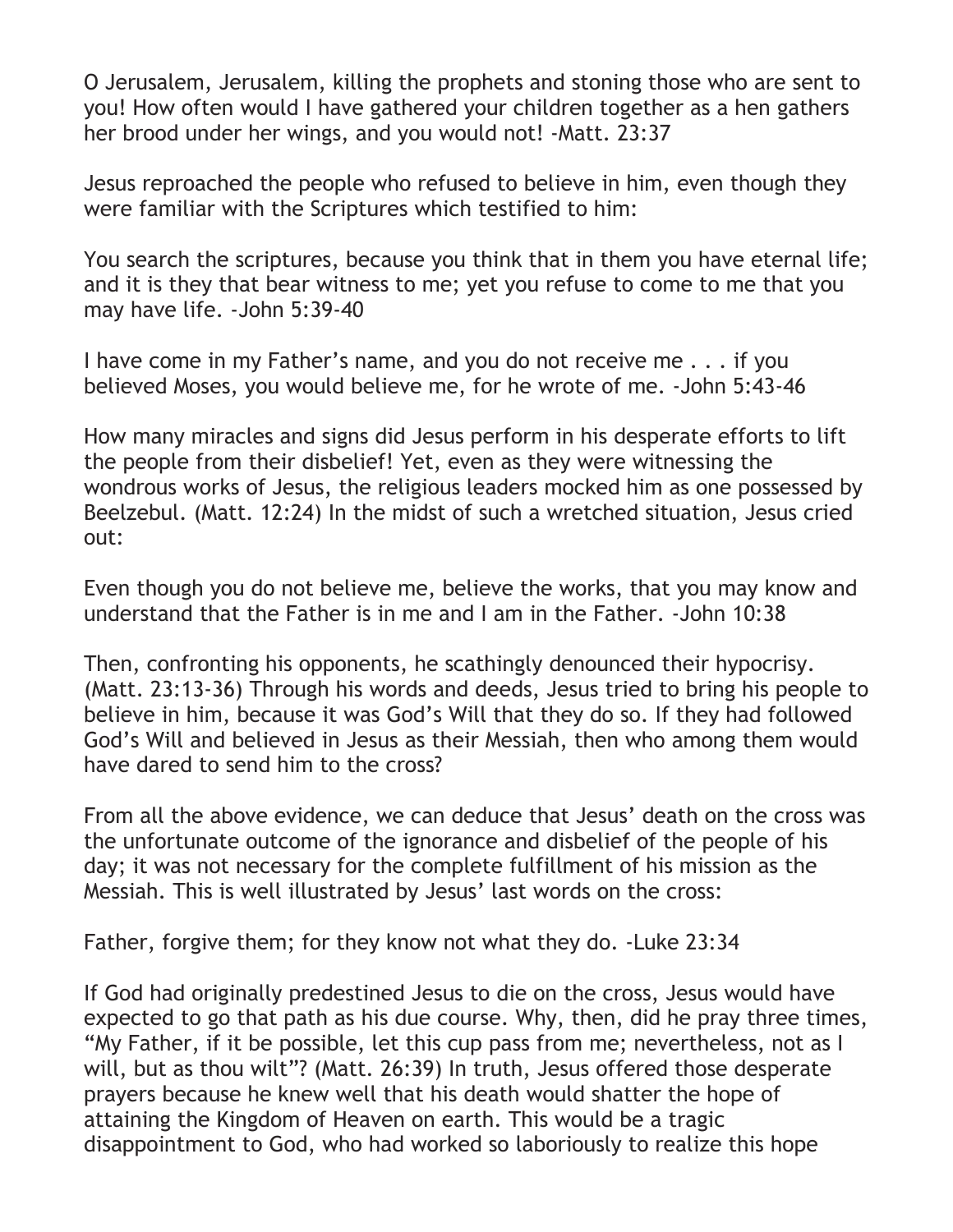O Jerusalem, Jerusalem, killing the prophets and stoning those who are sent to you! How often would I have gathered your children together as a hen gathers her brood under her wings, and you would not! -Matt. 23:37

Jesus reproached the people who refused to believe in him, even though they were familiar with the Scriptures which testified to him:

You search the scriptures, because you think that in them you have eternal life; and it is they that bear witness to me; yet you refuse to come to me that you may have life. -John 5:39-40

I have come in my Father's name, and you do not receive me . . . if you believed Moses, you would believe me, for he wrote of me. -John 5:43-46

How many miracles and signs did Jesus perform in his desperate efforts to lift the people from their disbelief! Yet, even as they were witnessing the wondrous works of Jesus, the religious leaders mocked him as one possessed by Beelzebul. (Matt. 12:24) In the midst of such a wretched situation, Jesus cried out:

Even though you do not believe me, believe the works, that you may know and understand that the Father is in me and I am in the Father. -John 10:38

Then, confronting his opponents, he scathingly denounced their hypocrisy. (Matt. 23:13-36) Through his words and deeds, Jesus tried to bring his people to believe in him, because it was God's Will that they do so. If they had followed God's Will and believed in Jesus as their Messiah, then who among them would have dared to send him to the cross?

From all the above evidence, we can deduce that Jesus' death on the cross was the unfortunate outcome of the ignorance and disbelief of the people of his day; it was not necessary for the complete fulfillment of his mission as the Messiah. This is well illustrated by Jesus' last words on the cross:

Father, forgive them; for they know not what they do. -Luke 23:34

If God had originally predestined Jesus to die on the cross, Jesus would have expected to go that path as his due course. Why, then, did he pray three times, "My Father, if it be possible, let this cup pass from me; nevertheless, not as I will, but as thou wilt"? (Matt. 26:39) In truth, Jesus offered those desperate prayers because he knew well that his death would shatter the hope of attaining the Kingdom of Heaven on earth. This would be a tragic disappointment to God, who had worked so laboriously to realize this hope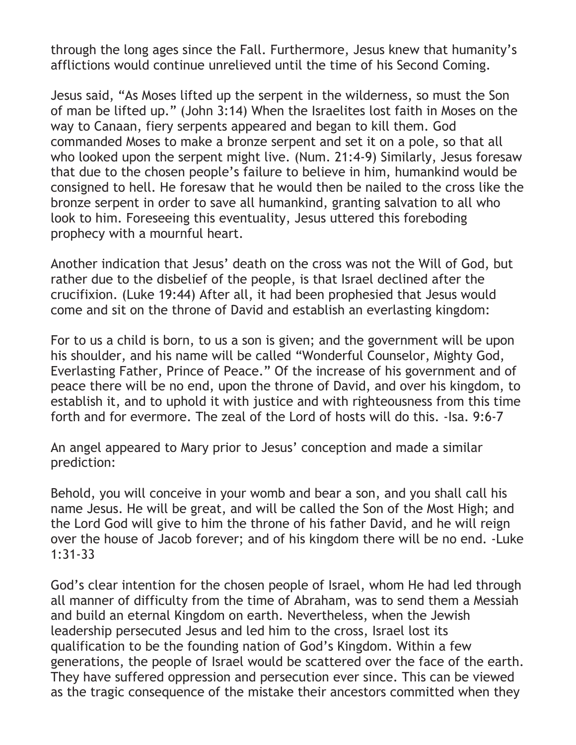through the long ages since the Fall. Furthermore, Jesus knew that humanity's afflictions would continue unrelieved until the time of his Second Coming.

Jesus said, "As Moses lifted up the serpent in the wilderness, so must the Son of man be lifted up." (John 3:14) When the Israelites lost faith in Moses on the way to Canaan, fiery serpents appeared and began to kill them. God commanded Moses to make a bronze serpent and set it on a pole, so that all who looked upon the serpent might live. (Num. 21:4-9) Similarly, Jesus foresaw that due to the chosen people's failure to believe in him, humankind would be consigned to hell. He foresaw that he would then be nailed to the cross like the bronze serpent in order to save all humankind, granting salvation to all who look to him. Foreseeing this eventuality, Jesus uttered this foreboding prophecy with a mournful heart.

Another indication that Jesus' death on the cross was not the Will of God, but rather due to the disbelief of the people, is that Israel declined after the crucifixion. (Luke 19:44) After all, it had been prophesied that Jesus would come and sit on the throne of David and establish an everlasting kingdom:

For to us a child is born, to us a son is given; and the government will be upon his shoulder, and his name will be called "Wonderful Counselor, Mighty God, Everlasting Father, Prince of Peace." Of the increase of his government and of peace there will be no end, upon the throne of David, and over his kingdom, to establish it, and to uphold it with justice and with righteousness from this time forth and for evermore. The zeal of the Lord of hosts will do this. -Isa. 9:6-7

An angel appeared to Mary prior to Jesus' conception and made a similar prediction:

Behold, you will conceive in your womb and bear a son, and you shall call his name Jesus. He will be great, and will be called the Son of the Most High; and the Lord God will give to him the throne of his father David, and he will reign over the house of Jacob forever; and of his kingdom there will be no end. -Luke 1:31-33

God's clear intention for the chosen people of Israel, whom He had led through all manner of difficulty from the time of Abraham, was to send them a Messiah and build an eternal Kingdom on earth. Nevertheless, when the Jewish leadership persecuted Jesus and led him to the cross, Israel lost its qualification to be the founding nation of God's Kingdom. Within a few generations, the people of Israel would be scattered over the face of the earth. They have suffered oppression and persecution ever since. This can be viewed as the tragic consequence of the mistake their ancestors committed when they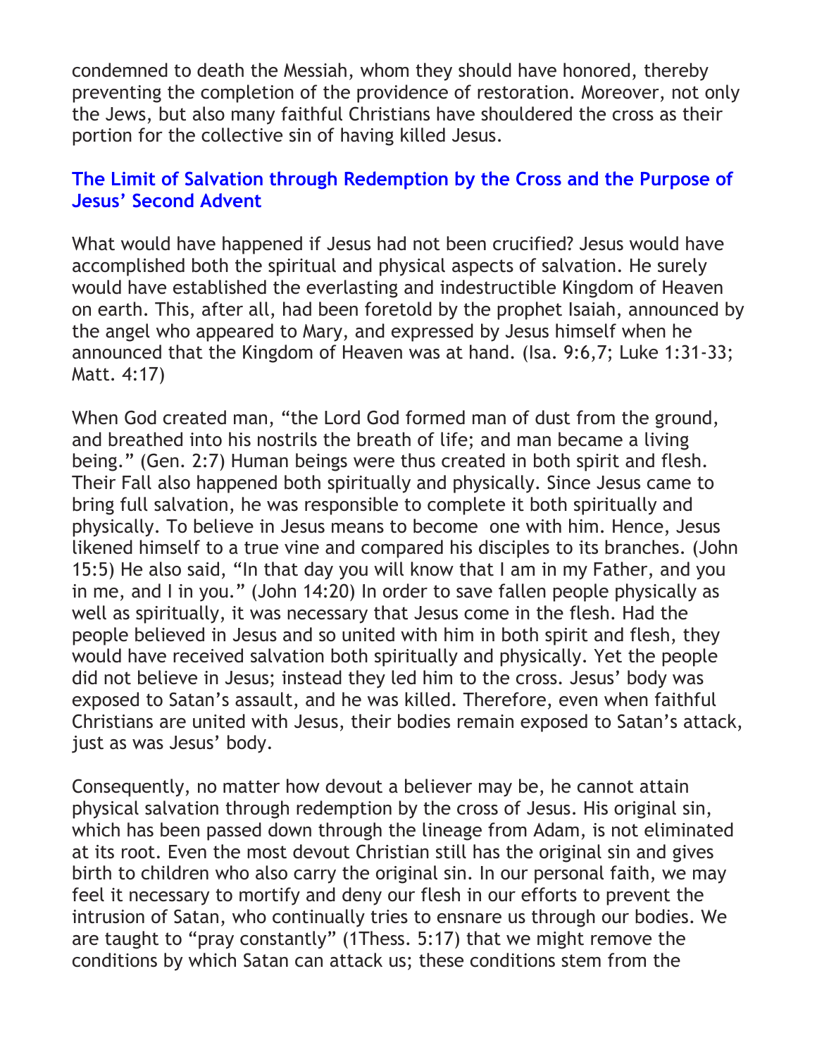condemned to death the Messiah, whom they should have honored, thereby preventing the completion of the providence of restoration. Moreover, not only the Jews, but also many faithful Christians have shouldered the cross as their portion for the collective sin of having killed Jesus.

## The Limit of Salvation through Redemption by the Cross and the Purpose of Jesus' Second Advent

What would have happened if Jesus had not been crucified? Jesus would have accomplished both the spiritual and physical aspects of salvation. He surely would have established the everlasting and indestructible Kingdom of Heaven on earth. This, after all, had been foretold by the prophet Isaiah, announced by the angel who appeared to Mary, and expressed by Jesus himself when he announced that the Kingdom of Heaven was at hand. (Isa. 9:6,7; Luke 1:31-33; Matt. 4:17)

When God created man, "the Lord God formed man of dust from the ground, and breathed into his nostrils the breath of life; and man became a living being." (Gen. 2:7) Human beings were thus created in both spirit and flesh. Their Fall also happened both spiritually and physically. Since Jesus came to bring full salvation, he was responsible to complete it both spiritually and physically. To believe in Jesus means to become one with him. Hence, Jesus likened himself to a true vine and compared his disciples to its branches. (John 15:5) He also said, "In that day you will know that I am in my Father, and you in me, and I in you." (John 14:20) In order to save fallen people physically as well as spiritually, it was necessary that Jesus come in the flesh. Had the people believed in Jesus and so united with him in both spirit and flesh, they would have received salvation both spiritually and physically. Yet the people did not believe in Jesus; instead they led him to the cross. Jesus' body was exposed to Satan's assault, and he was killed. Therefore, even when faithful Christians are united with Jesus, their bodies remain exposed to Satan's attack, just as was Jesus' body.

Consequently, no matter how devout a believer may be, he cannot attain physical salvation through redemption by the cross of Jesus. His original sin, which has been passed down through the lineage from Adam, is not eliminated at its root. Even the most devout Christian still has the original sin and gives birth to children who also carry the original sin. In our personal faith, we may feel it necessary to mortify and deny our flesh in our efforts to prevent the intrusion of Satan, who continually tries to ensnare us through our bodies. We are taught to "pray constantly" (1Thess. 5:17) that we might remove the conditions by which Satan can attack us; these conditions stem from the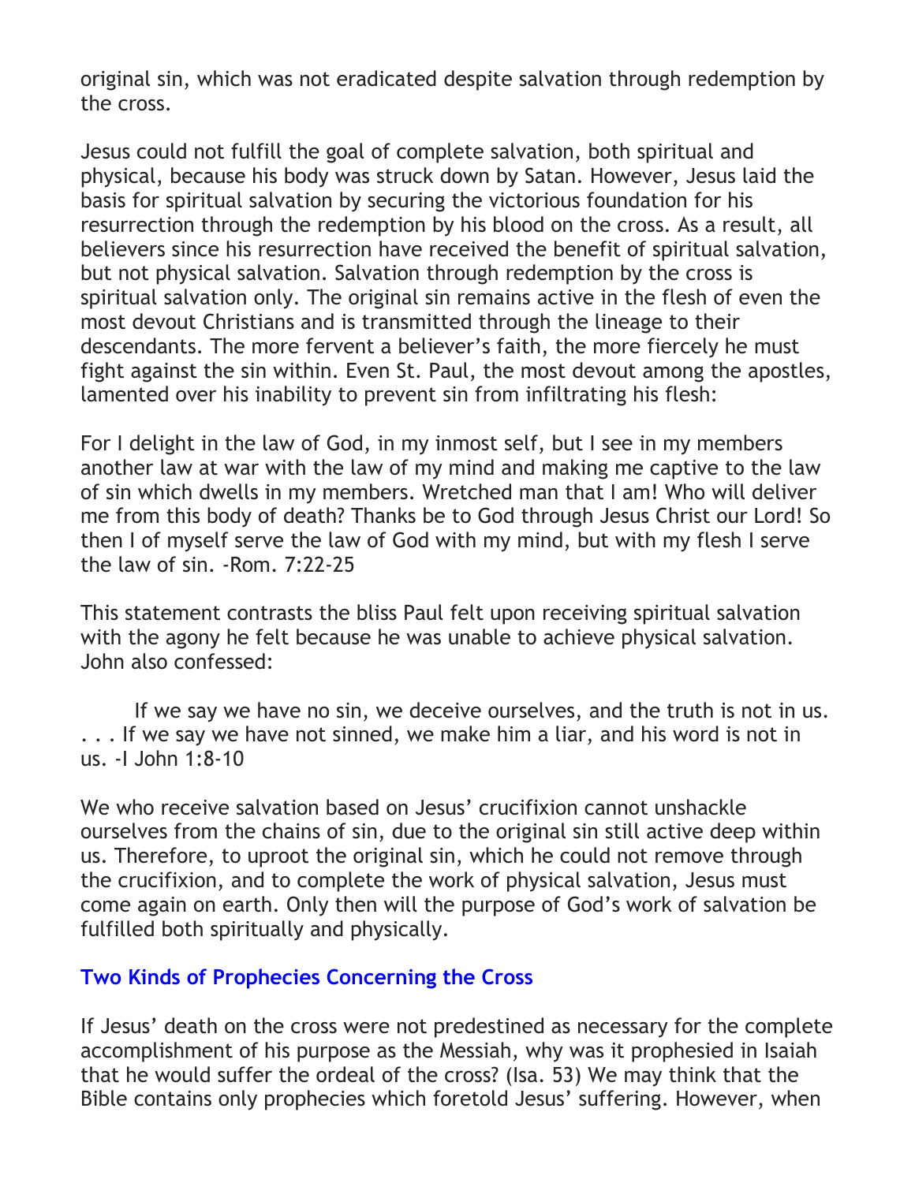original sin, which was not eradicated despite salvation through redemption by the cross.

Jesus could not fulfill the goal of complete salvation, both spiritual and physical, because his body was struck down by Satan. However, Jesus laid the basis for spiritual salvation by securing the victorious foundation for his resurrection through the redemption by his blood on the cross. As a result, all believers since his resurrection have received the benefit of spiritual salvation, but not physical salvation. Salvation through redemption by the cross is spiritual salvation only. The original sin remains active in the flesh of even the most devout Christians and is transmitted through the lineage to their descendants. The more fervent a believer's faith, the more fiercely he must fight against the sin within. Even St. Paul, the most devout among the apostles, lamented over his inability to prevent sin from infiltrating his flesh:

For I delight in the law of God, in my inmost self, but I see in my members another law at war with the law of my mind and making me captive to the law of sin which dwells in my members. Wretched man that I am! Who will deliver me from this body of death? Thanks be to God through Jesus Christ our Lord! So then I of myself serve the law of God with my mind, but with my flesh I serve the law of sin. -Rom. 7:22-25

This statement contrasts the bliss Paul felt upon receiving spiritual salvation with the agony he felt because he was unable to achieve physical salvation. John also confessed:

If we say we have no sin, we deceive ourselves, and the truth is not in us. . . . If we say we have not sinned, we make him a liar, and his word is not in us. -I John 1:8-10

We who receive salvation based on Jesus' crucifixion cannot unshackle ourselves from the chains of sin, due to the original sin still active deep within us. Therefore, to uproot the original sin, which he could not remove through the crucifixion, and to complete the work of physical salvation, Jesus must come again on earth. Only then will the purpose of God's work of salvation be fulfilled both spiritually and physically.

### Two Kinds of Prophecies Concerning the Cross

If Jesus' death on the cross were not predestined as necessary for the complete accomplishment of his purpose as the Messiah, why was it prophesied in Isaiah that he would suffer the ordeal of the cross? (Isa. 53) We may think that the Bible contains only prophecies which foretold Jesus' suffering. However, when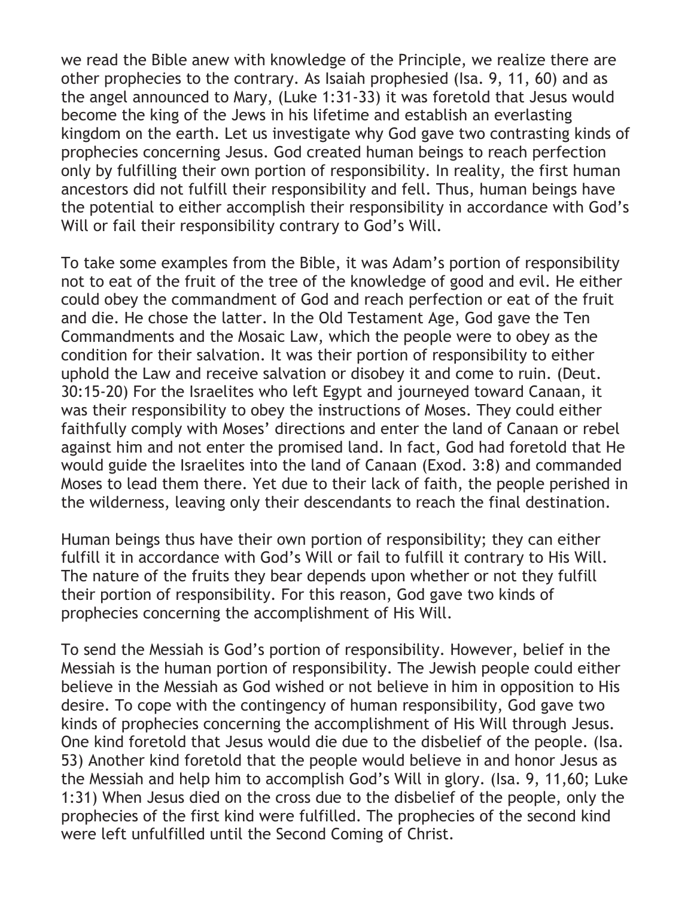we read the Bible anew with knowledge of the Principle, we realize there are other prophecies to the contrary. As Isaiah prophesied (Isa. 9, 11, 60) and as the angel announced to Mary, (Luke 1:31-33) it was foretold that Jesus would become the king of the Jews in his lifetime and establish an everlasting kingdom on the earth. Let us investigate why God gave two contrasting kinds of prophecies concerning Jesus. God created human beings to reach perfection only by fulfilling their own portion of responsibility. In reality, the first human ancestors did not fulfill their responsibility and fell. Thus, human beings have the potential to either accomplish their responsibility in accordance with God's Will or fail their responsibility contrary to God's Will.

To take some examples from the Bible, it was Adam's portion of responsibility not to eat of the fruit of the tree of the knowledge of good and evil. He either could obey the commandment of God and reach perfection or eat of the fruit and die. He chose the latter. In the Old Testament Age, God gave the Ten Commandments and the Mosaic Law, which the people were to obey as the condition for their salvation. It was their portion of responsibility to either uphold the Law and receive salvation or disobey it and come to ruin. (Deut. 30:15-20) For the Israelites who left Egypt and journeyed toward Canaan, it was their responsibility to obey the instructions of Moses. They could either faithfully comply with Moses' directions and enter the land of Canaan or rebel against him and not enter the promised land. In fact, God had foretold that He would guide the Israelites into the land of Canaan (Exod. 3:8) and commanded Moses to lead them there. Yet due to their lack of faith, the people perished in the wilderness, leaving only their descendants to reach the final destination.

Human beings thus have their own portion of responsibility; they can either fulfill it in accordance with God's Will or fail to fulfill it contrary to His Will. The nature of the fruits they bear depends upon whether or not they fulfill their portion of responsibility. For this reason, God gave two kinds of prophecies concerning the accomplishment of His Will.

To send the Messiah is God's portion of responsibility. However, belief in the Messiah is the human portion of responsibility. The Jewish people could either believe in the Messiah as God wished or not believe in him in opposition to His desire. To cope with the contingency of human responsibility, God gave two kinds of prophecies concerning the accomplishment of His Will through Jesus. One kind foretold that Jesus would die due to the disbelief of the people. (Isa. 53) Another kind foretold that the people would believe in and honor Jesus as the Messiah and help him to accomplish God's Will in glory. (Isa. 9, 11,60; Luke 1:31) When Jesus died on the cross due to the disbelief of the people, only the prophecies of the first kind were fulfilled. The prophecies of the second kind were left unfulfilled until the Second Coming of Christ.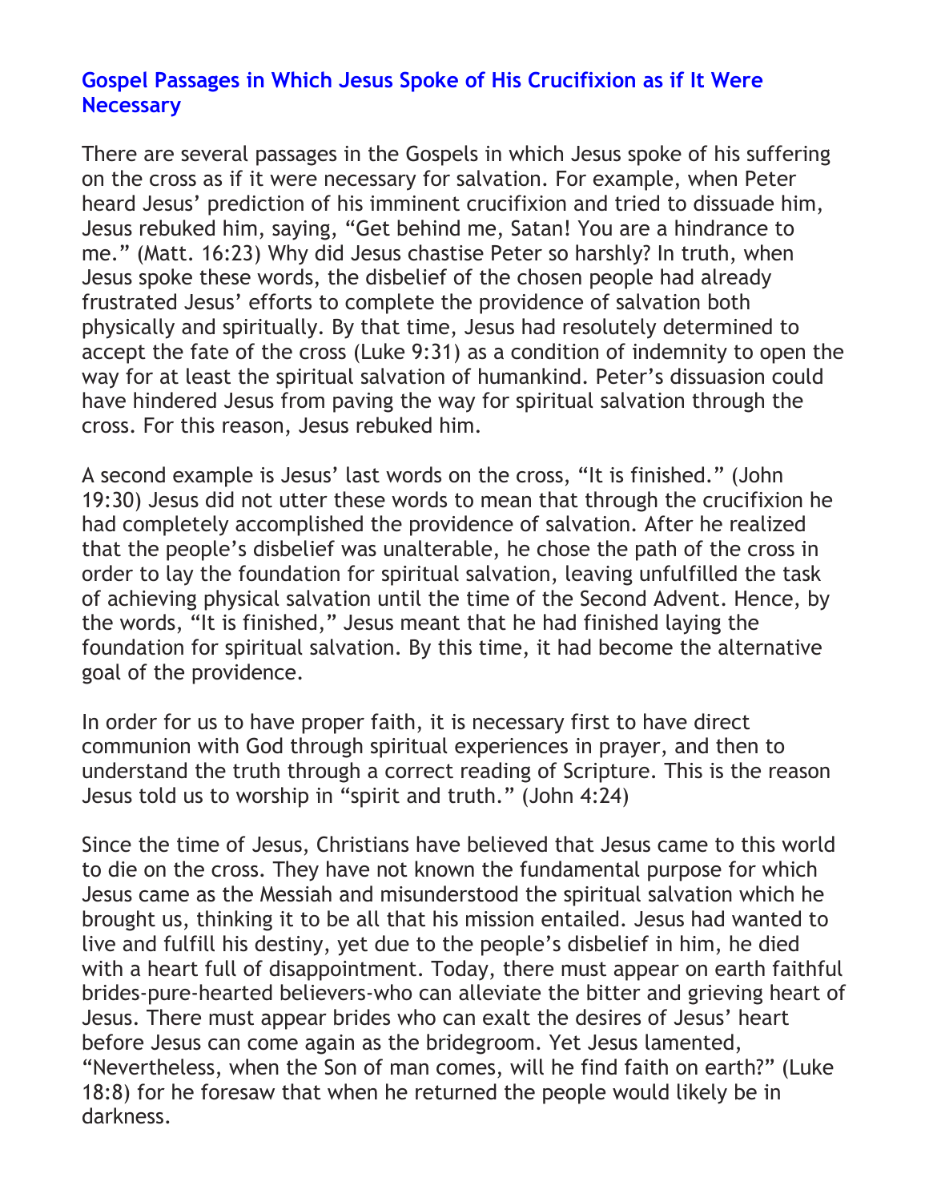## Gospel Passages in Which Jesus Spoke of His Crucifixion as if It Were Necessary

There are several passages in the Gospels in which Jesus spoke of his suffering on the cross as if it were necessary for salvation. For example, when Peter heard Jesus' prediction of his imminent crucifixion and tried to dissuade him, Jesus rebuked him, saying, "Get behind me, Satan! You are a hindrance to me." (Matt. 16:23) Why did Jesus chastise Peter so harshly? In truth, when Jesus spoke these words, the disbelief of the chosen people had already frustrated Jesus' efforts to complete the providence of salvation both physically and spiritually. By that time, Jesus had resolutely determined to accept the fate of the cross (Luke 9:31) as a condition of indemnity to open the way for at least the spiritual salvation of humankind. Peter's dissuasion could have hindered Jesus from paving the way for spiritual salvation through the cross. For this reason, Jesus rebuked him.

A second example is Jesus' last words on the cross, "It is finished." (John 19:30) Jesus did not utter these words to mean that through the crucifixion he had completely accomplished the providence of salvation. After he realized that the people's disbelief was unalterable, he chose the path of the cross in order to lay the foundation for spiritual salvation, leaving unfulfilled the task of achieving physical salvation until the time of the Second Advent. Hence, by the words, "It is finished," Jesus meant that he had finished laying the foundation for spiritual salvation. By this time, it had become the alternative goal of the providence.

In order for us to have proper faith, it is necessary first to have direct communion with God through spiritual experiences in prayer, and then to understand the truth through a correct reading of Scripture. This is the reason Jesus told us to worship in "spirit and truth." (John 4:24)

Since the time of Jesus, Christians have believed that Jesus came to this world to die on the cross. They have not known the fundamental purpose for which Jesus came as the Messiah and misunderstood the spiritual salvation which he brought us, thinking it to be all that his mission entailed. Jesus had wanted to live and fulfill his destiny, yet due to the people's disbelief in him, he died with a heart full of disappointment. Today, there must appear on earth faithful brides-pure-hearted believers-who can alleviate the bitter and grieving heart of Jesus. There must appear brides who can exalt the desires of Jesus' heart before Jesus can come again as the bridegroom. Yet Jesus lamented, "Nevertheless, when the Son of man comes, will he find faith on earth?" (Luke 18:8) for he foresaw that when he returned the people would likely be in darkness.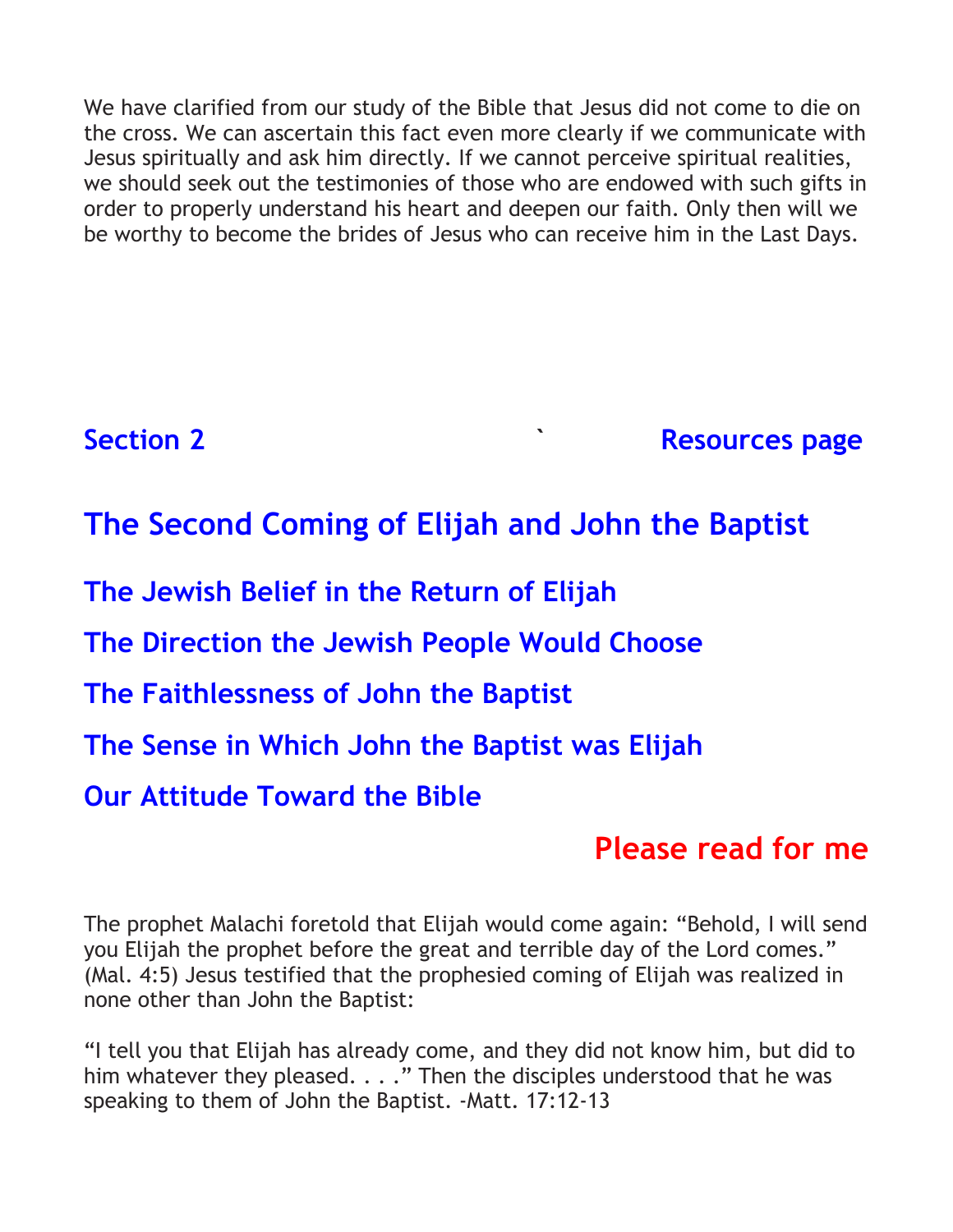We have clarified from our study of the Bible that Jesus did not come to die on the cross. We can ascertain this fact even more clearly if we communicate with Jesus spiritually and ask him directly. If we cannot perceive spiritual realities, we should seek out the testimonies of those who are endowed with such gifts in order to properly understand his heart and deepen our faith. Only then will we be worthy to become the brides of Jesus who can receive him in the Last Days.

**Section 2** ` **Resources page**

# The Second Coming of Elijah and John the Baptist

## The Jewish Belief in the Return of Elijah

## The Direction the Jewish People Would Choose

## The Faithlessness of John the Baptist

## The Sense in Which John the Baptist was Elijah

## Our Attitude Toward the Bible

**Please read for me**

The prophet Malachi foretold that Elijah would come again: “Behold, I will send you Elijah the prophet before the great and terrible day of the Lord comes.” (Mal. 4:5) Jesus testified that the prophesied coming of Elijah was realized in none other than John the Baptist:

“I tell you that Elijah has already come, and they did not know him, but did to him whatever they pleased. . . .” Then the disciples understood that he was speaking to them of John the Baptist. -Matt. 17:12-13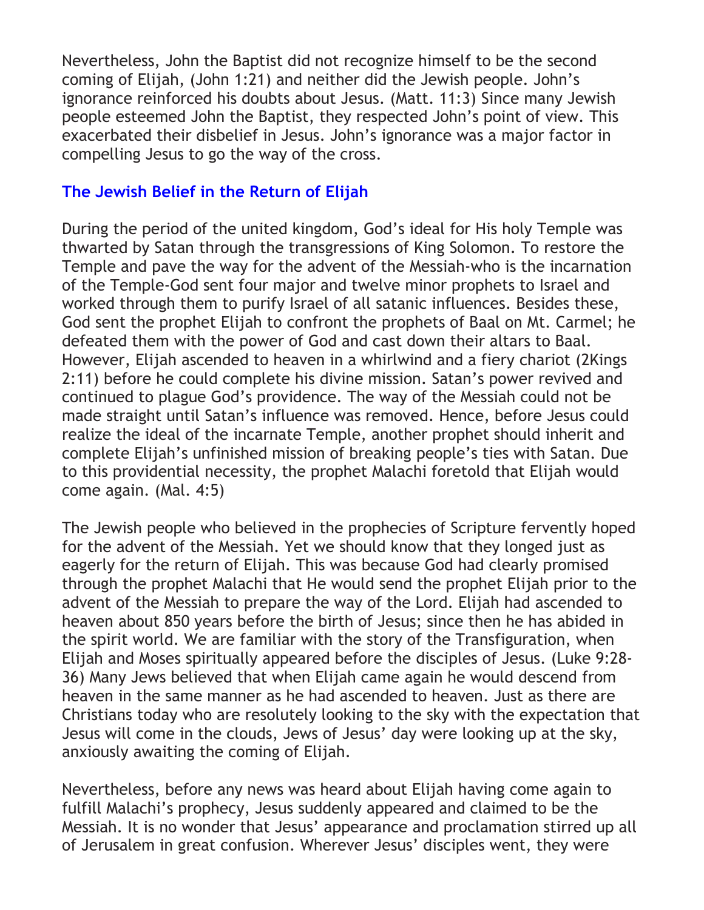Nevertheless, John the Baptist did not recognize himself to be the second coming of Elijah, (John 1:21) and neither did the Jewish people. John's ignorance reinforced his doubts about Jesus. (Matt. 11:3) Since many Jewish people esteemed John the Baptist, they respected John's point of view. This exacerbated their disbelief in Jesus. John's ignorance was a major factor in compelling Jesus to go the way of the cross.

## The Jewish Belief in the Return of Elijah

During the period of the united kingdom, God's ideal for His holy Temple was thwarted by Satan through the transgressions of King Solomon. To restore the Temple and pave the way for the advent of the Messiah-who is the incarnation of the Temple-God sent four major and twelve minor prophets to Israel and worked through them to purify Israel of all satanic influences. Besides these, God sent the prophet Elijah to confront the prophets of Baal on Mt. Carmel; he defeated them with the power of God and cast down their altars to Baal. However, Elijah ascended to heaven in a whirlwind and a fiery chariot (2Kings 2:11) before he could complete his divine mission. Satan's power revived and continued to plague God's providence. The way of the Messiah could not be made straight until Satan's influence was removed. Hence, before Jesus could realize the ideal of the incarnate Temple, another prophet should inherit and complete Elijah's unfinished mission of breaking people's ties with Satan. Due to this providential necessity, the prophet Malachi foretold that Elijah would come again. (Mal. 4:5)

The Jewish people who believed in the prophecies of Scripture fervently hoped for the advent of the Messiah. Yet we should know that they longed just as eagerly for the return of Elijah. This was because God had clearly promised through the prophet Malachi that He would send the prophet Elijah prior to the advent of the Messiah to prepare the way of the Lord. Elijah had ascended to heaven about 850 years before the birth of Jesus; since then he has abided in the spirit world. We are familiar with the story of the Transfiguration, when Elijah and Moses spiritually appeared before the disciples of Jesus. (Luke 9:28-36) Many Jews believed that when Elijah came again he would descend from heaven in the same manner as he had ascended to heaven. Just as there are Christians today who are resolutely looking to the sky with the expectation that Jesus will come in the clouds, Jews of Jesus' day were looking up at the sky, anxiously awaiting the coming of Elijah.

Nevertheless, before any news was heard about Elijah having come again to fulfill Malachi's prophecy, Jesus suddenly appeared and claimed to be the Messiah. It is no wonder that Jesus' appearance and proclamation stirred up all of Jerusalem in great confusion. Wherever Jesus' disciples went, they were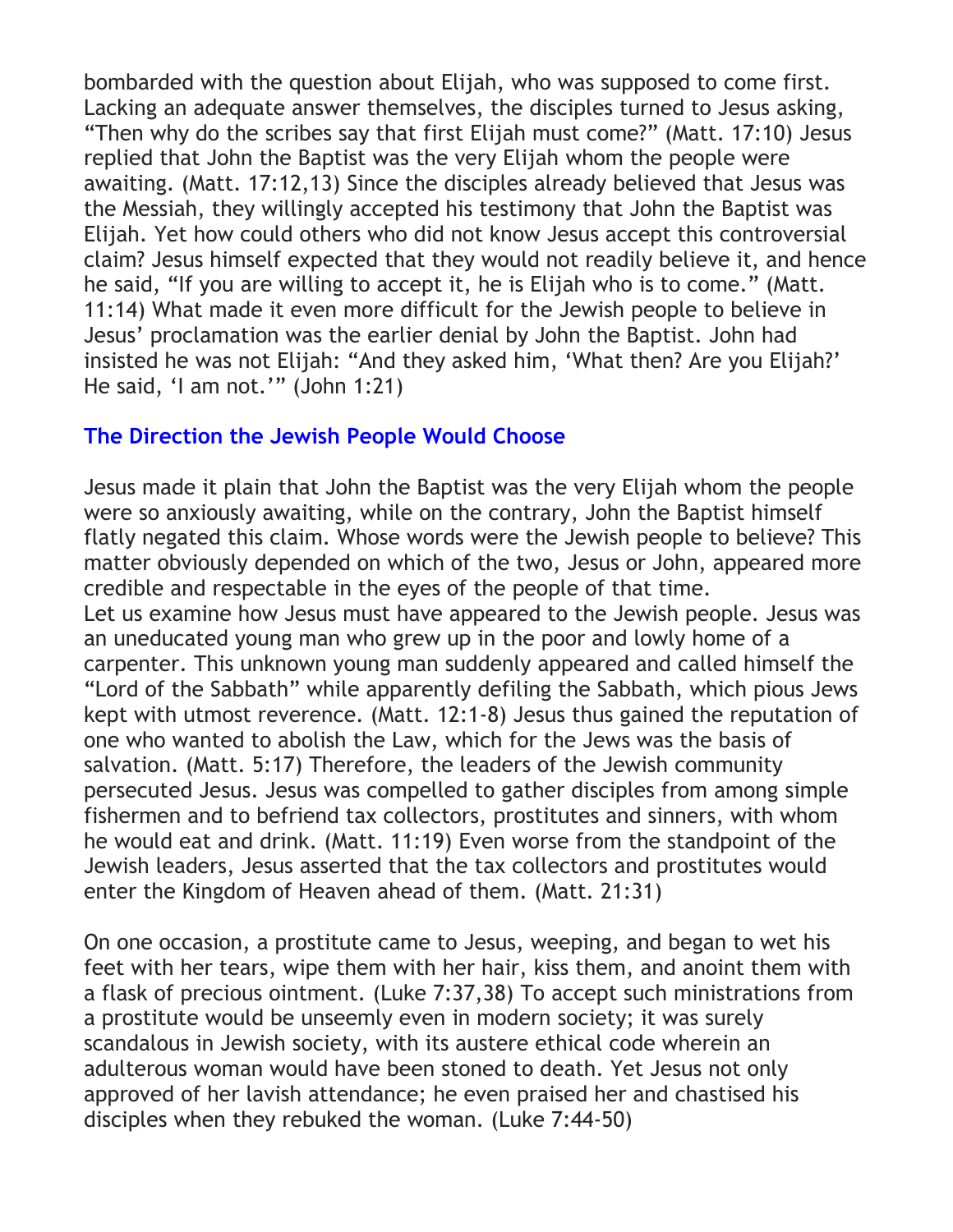bombarded with the question about Elijah, who was supposed to come first. Lacking an adequate answer themselves, the disciples turned to Jesus asking, "Then why do the scribes say that first Elijah must come?" (Matt. 17:10) Jesus replied that John the Baptist was the very Elijah whom the people were awaiting. (Matt. 17:12,13) Since the disciples already believed that Jesus was the Messiah, they willingly accepted his testimony that John the Baptist was Elijah. Yet how could others who did not know Jesus accept this controversial claim? Jesus himself expected that they would not readily believe it, and hence he said, "If you are willing to accept it, he is Elijah who is to come." (Matt. 11:14) What made it even more difficult for the Jewish people to believe in Jesus' proclamation was the earlier denial by John the Baptist. John had insisted he was not Elijah: "And they asked him, 'What then? Are you Elijah?' He said, 'I am not.'" (John 1:21)

## The Direction the Jewish People Would Choose

Jesus made it plain that John the Baptist was the very Elijah whom the people were so anxiously awaiting, while on the contrary, John the Baptist himself flatly negated this claim. Whose words were the Jewish people to believe? This matter obviously depended on which of the two, Jesus or John, appeared more credible and respectable in the eyes of the people of that time.
Let us examine how Jesus must have appeared to the Jewish people. Jesus was an uneducated young man who grew up in the poor and lowly home of a carpenter. This unknown young man suddenly appeared and called himself the "Lord of the Sabbath" while apparently defiling the Sabbath, which pious Jews kept with utmost reverence. (Matt. 12:1-8) Jesus thus gained the reputation of one who wanted to abolish the Law, which for the Jews was the basis of salvation. (Matt. 5:17) Therefore, the leaders of the Jewish community persecuted Jesus. Jesus was compelled to gather disciples from among simple fishermen and to befriend tax collectors, prostitutes and sinners, with whom he would eat and drink. (Matt. 11:19) Even worse from the standpoint of the Jewish leaders, Jesus asserted that the tax collectors and prostitutes would enter the Kingdom of Heaven ahead of them. (Matt. 21:31)

On one occasion, a prostitute came to Jesus, weeping, and began to wet his feet with her tears, wipe them with her hair, kiss them, and anoint them with a flask of precious ointment. (Luke 7:37,38) To accept such ministrations from a prostitute would be unseemly even in modern society; it was surely scandalous in Jewish society, with its austere ethical code wherein an adulterous woman would have been stoned to death. Yet Jesus not only approved of her lavish attendance; he even praised her and chastised his disciples when they rebuked the woman. (Luke 7:44-50)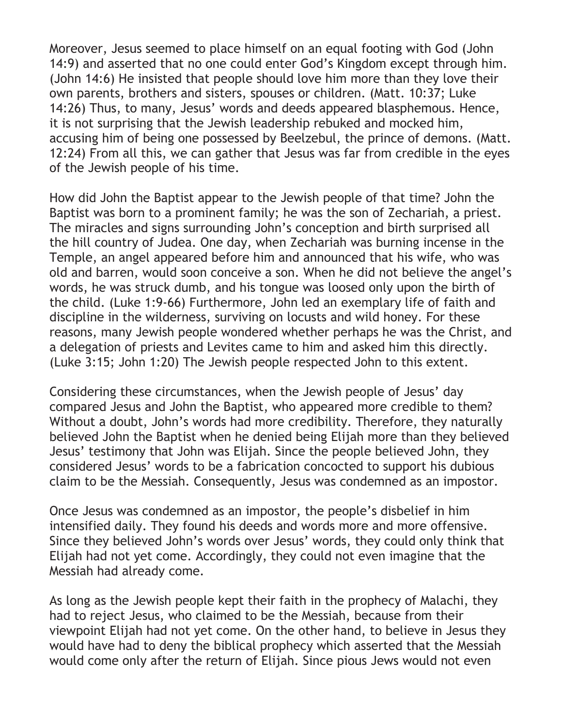Moreover, Jesus seemed to place himself on an equal footing with God (John 14:9) and asserted that no one could enter God's Kingdom except through him. (John 14:6) He insisted that people should love him more than they love their own parents, brothers and sisters, spouses or children. (Matt. 10:37; Luke 14:26) Thus, to many, Jesus' words and deeds appeared blasphemous. Hence, it is not surprising that the Jewish leadership rebuked and mocked him, accusing him of being one possessed by Beelzebul, the prince of demons. (Matt. 12:24) From all this, we can gather that Jesus was far from credible in the eyes of the Jewish people of his time.

How did John the Baptist appear to the Jewish people of that time? John the Baptist was born to a prominent family; he was the son of Zechariah, a priest. The miracles and signs surrounding John's conception and birth surprised all the hill country of Judea. One day, when Zechariah was burning incense in the Temple, an angel appeared before him and announced that his wife, who was old and barren, would soon conceive a son. When he did not believe the angel's words, he was struck dumb, and his tongue was loosed only upon the birth of the child. (Luke 1:9-66) Furthermore, John led an exemplary life of faith and discipline in the wilderness, surviving on locusts and wild honey. For these reasons, many Jewish people wondered whether perhaps he was the Christ, and a delegation of priests and Levites came to him and asked him this directly. (Luke 3:15; John 1:20) The Jewish people respected John to this extent.

Considering these circumstances, when the Jewish people of Jesus' day compared Jesus and John the Baptist, who appeared more credible to them? Without a doubt, John's words had more credibility. Therefore, they naturally believed John the Baptist when he denied being Elijah more than they believed Jesus' testimony that John was Elijah. Since the people believed John, they considered Jesus' words to be a fabrication concocted to support his dubious claim to be the Messiah. Consequently, Jesus was condemned as an impostor.

Once Jesus was condemned as an impostor, the people's disbelief in him intensified daily. They found his deeds and words more and more offensive. Since they believed John's words over Jesus' words, they could only think that Elijah had not yet come. Accordingly, they could not even imagine that the Messiah had already come.

As long as the Jewish people kept their faith in the prophecy of Malachi, they had to reject Jesus, who claimed to be the Messiah, because from their viewpoint Elijah had not yet come. On the other hand, to believe in Jesus they would have had to deny the biblical prophecy which asserted that the Messiah would come only after the return of Elijah. Since pious Jews would not even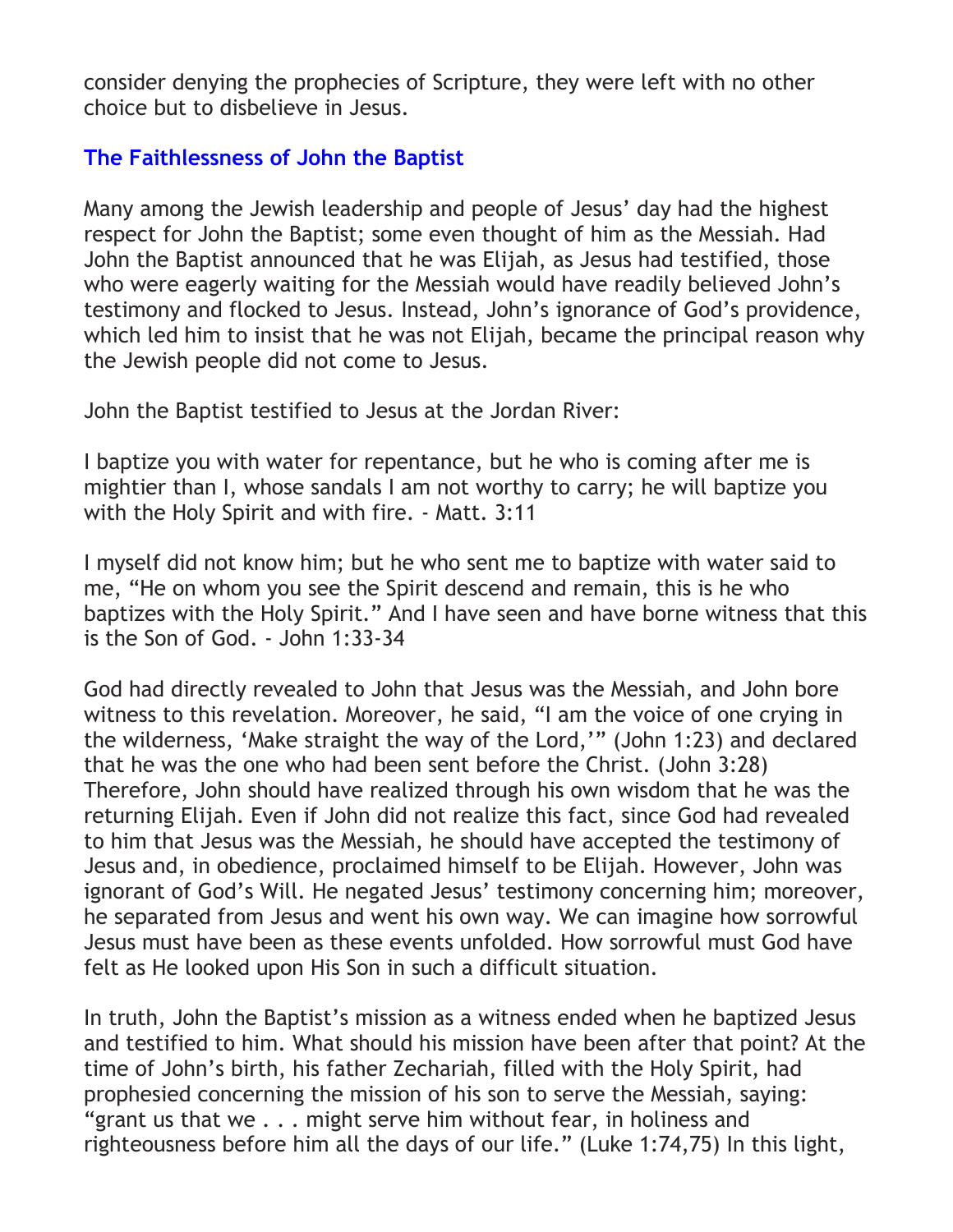consider denying the prophecies of Scripture, they were left with no other choice but to disbelieve in Jesus.

### The Faithlessness of John the Baptist

Many among the Jewish leadership and people of Jesus' day had the highest respect for John the Baptist; some even thought of him as the Messiah. Had John the Baptist announced that he was Elijah, as Jesus had testified, those who were eagerly waiting for the Messiah would have readily believed John's testimony and flocked to Jesus. Instead, John's ignorance of God's providence, which led him to insist that he was not Elijah, became the principal reason why the Jewish people did not come to Jesus.

John the Baptist testified to Jesus at the Jordan River:

I baptize you with water for repentance, but he who is coming after me is mightier than I, whose sandals I am not worthy to carry; he will baptize you with the Holy Spirit and with fire. - Matt. 3:11

I myself did not know him; but he who sent me to baptize with water said to me, "He on whom you see the Spirit descend and remain, this is he who baptizes with the Holy Spirit." And I have seen and have borne witness that this is the Son of God. - John 1:33-34

God had directly revealed to John that Jesus was the Messiah, and John bore witness to this revelation. Moreover, he said, "I am the voice of one crying in the wilderness, 'Make straight the way of the Lord,'" (John 1:23) and declared that he was the one who had been sent before the Christ. (John 3:28) Therefore, John should have realized through his own wisdom that he was the returning Elijah. Even if John did not realize this fact, since God had revealed to him that Jesus was the Messiah, he should have accepted the testimony of Jesus and, in obedience, proclaimed himself to be Elijah. However, John was ignorant of God's Will. He negated Jesus' testimony concerning him; moreover, he separated from Jesus and went his own way. We can imagine how sorrowful Jesus must have been as these events unfolded. How sorrowful must God have felt as He looked upon His Son in such a difficult situation.

In truth, John the Baptist's mission as a witness ended when he baptized Jesus and testified to him. What should his mission have been after that point? At the time of John's birth, his father Zechariah, filled with the Holy Spirit, had prophesied concerning the mission of his son to serve the Messiah, saying: "grant us that we . . . might serve him without fear, in holiness and righteousness before him all the days of our life." (Luke 1:74,75) In this light,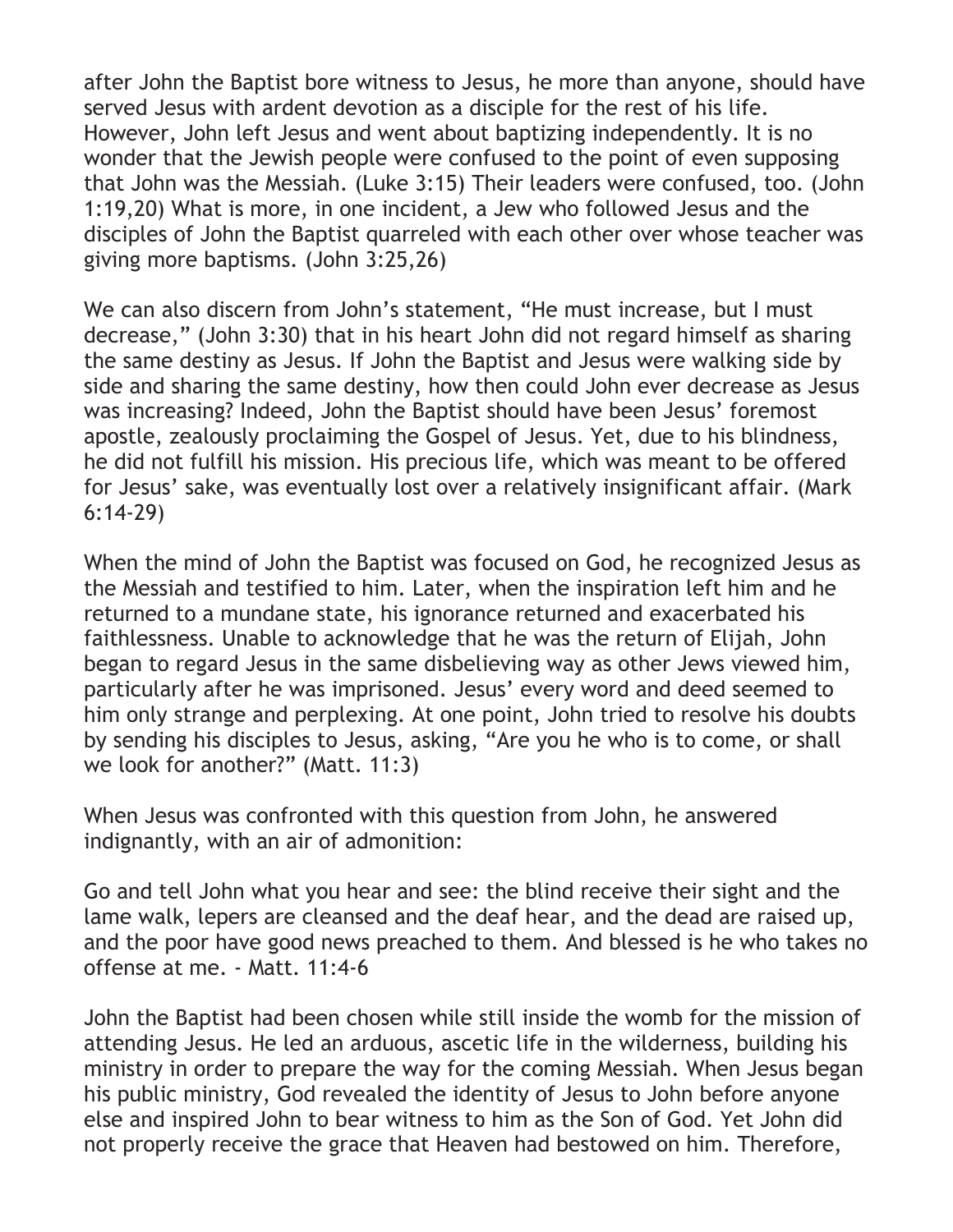after John the Baptist bore witness to Jesus, he more than anyone, should have served Jesus with ardent devotion as a disciple for the rest of his life. However, John left Jesus and went about baptizing independently. It is no wonder that the Jewish people were confused to the point of even supposing that John was the Messiah. (Luke 3:15) Their leaders were confused, too. (John 1:19,20) What is more, in one incident, a Jew who followed Jesus and the disciples of John the Baptist quarreled with each other over whose teacher was giving more baptisms. (John 3:25,26)

We can also discern from John's statement, "He must increase, but I must decrease," (John 3:30) that in his heart John did not regard himself as sharing the same destiny as Jesus. If John the Baptist and Jesus were walking side by side and sharing the same destiny, how then could John ever decrease as Jesus was increasing? Indeed, John the Baptist should have been Jesus' foremost apostle, zealously proclaiming the Gospel of Jesus. Yet, due to his blindness, he did not fulfill his mission. His precious life, which was meant to be offered for Jesus' sake, was eventually lost over a relatively insignificant affair. (Mark 6:14-29)

When the mind of John the Baptist was focused on God, he recognized Jesus as the Messiah and testified to him. Later, when the inspiration left him and he returned to a mundane state, his ignorance returned and exacerbated his faithlessness. Unable to acknowledge that he was the return of Elijah, John began to regard Jesus in the same disbelieving way as other Jews viewed him, particularly after he was imprisoned. Jesus' every word and deed seemed to him only strange and perplexing. At one point, John tried to resolve his doubts by sending his disciples to Jesus, asking, "Are you he who is to come, or shall we look for another?" (Matt. 11:3)

When Jesus was confronted with this question from John, he answered indignantly, with an air of admonition:

Go and tell John what you hear and see: the blind receive their sight and the lame walk, lepers are cleansed and the deaf hear, and the dead are raised up, and the poor have good news preached to them. And blessed is he who takes no offense at me. - Matt. 11:4-6

John the Baptist had been chosen while still inside the womb for the mission of attending Jesus. He led an arduous, ascetic life in the wilderness, building his ministry in order to prepare the way for the coming Messiah. When Jesus began his public ministry, God revealed the identity of Jesus to John before anyone else and inspired John to bear witness to him as the Son of God. Yet John did not properly receive the grace that Heaven had bestowed on him. Therefore,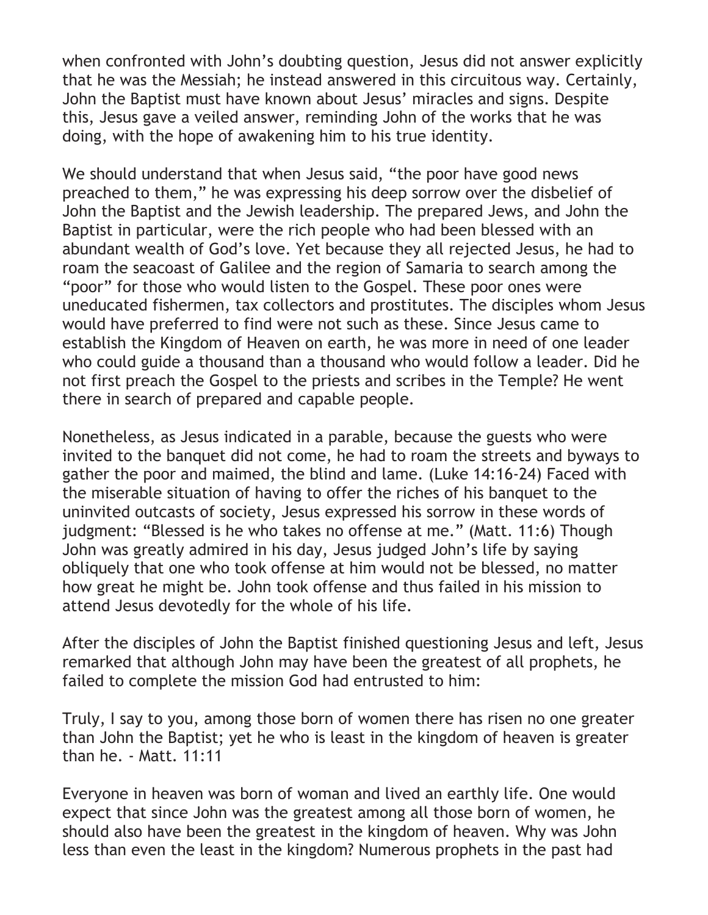when confronted with John's doubting question, Jesus did not answer explicitly that he was the Messiah; he instead answered in this circuitous way. Certainly, John the Baptist must have known about Jesus' miracles and signs. Despite this, Jesus gave a veiled answer, reminding John of the works that he was doing, with the hope of awakening him to his true identity.

We should understand that when Jesus said, "the poor have good news preached to them," he was expressing his deep sorrow over the disbelief of John the Baptist and the Jewish leadership. The prepared Jews, and John the Baptist in particular, were the rich people who had been blessed with an abundant wealth of God's love. Yet because they all rejected Jesus, he had to roam the seacoast of Galilee and the region of Samaria to search among the "poor" for those who would listen to the Gospel. These poor ones were uneducated fishermen, tax collectors and prostitutes. The disciples whom Jesus would have preferred to find were not such as these. Since Jesus came to establish the Kingdom of Heaven on earth, he was more in need of one leader who could guide a thousand than a thousand who would follow a leader. Did he not first preach the Gospel to the priests and scribes in the Temple? He went there in search of prepared and capable people.

Nonetheless, as Jesus indicated in a parable, because the guests who were invited to the banquet did not come, he had to roam the streets and byways to gather the poor and maimed, the blind and lame. (Luke 14:16-24) Faced with the miserable situation of having to offer the riches of his banquet to the uninvited outcasts of society, Jesus expressed his sorrow in these words of judgment: "Blessed is he who takes no offense at me." (Matt. 11:6) Though John was greatly admired in his day, Jesus judged John's life by saying obliquely that one who took offense at him would not be blessed, no matter how great he might be. John took offense and thus failed in his mission to attend Jesus devotedly for the whole of his life.

After the disciples of John the Baptist finished questioning Jesus and left, Jesus remarked that although John may have been the greatest of all prophets, he failed to complete the mission God had entrusted to him:

Truly, I say to you, among those born of women there has risen no one greater than John the Baptist; yet he who is least in the kingdom of heaven is greater than he. - Matt. 11:11

Everyone in heaven was born of woman and lived an earthly life. One would expect that since John was the greatest among all those born of women, he should also have been the greatest in the kingdom of heaven. Why was John less than even the least in the kingdom? Numerous prophets in the past had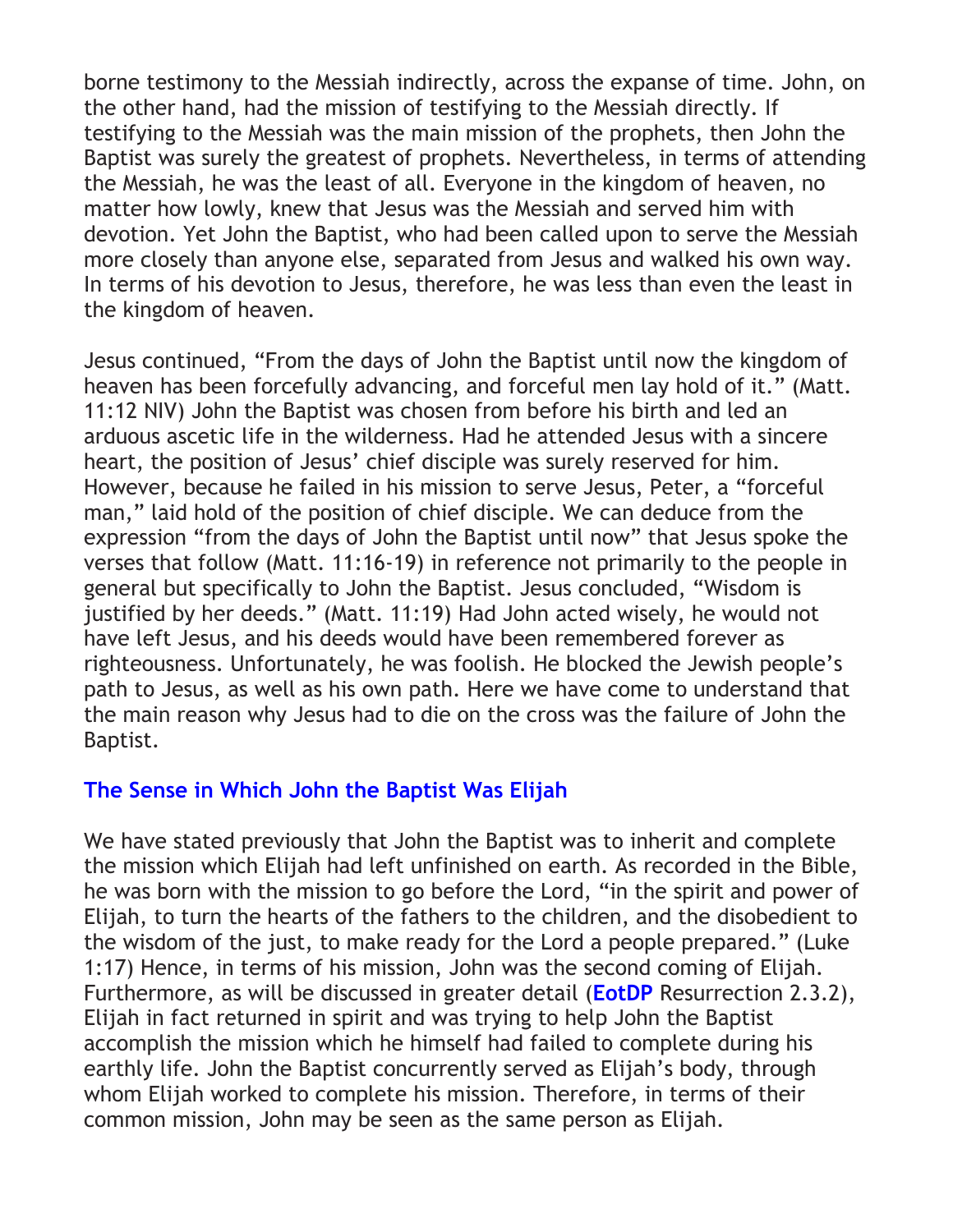borne testimony to the Messiah indirectly, across the expanse of time. John, on the other hand, had the mission of testifying to the Messiah directly. If testifying to the Messiah was the main mission of the prophets, then John the Baptist was surely the greatest of prophets. Nevertheless, in terms of attending the Messiah, he was the least of all. Everyone in the kingdom of heaven, no matter how lowly, knew that Jesus was the Messiah and served him with devotion. Yet John the Baptist, who had been called upon to serve the Messiah more closely than anyone else, separated from Jesus and walked his own way. In terms of his devotion to Jesus, therefore, he was less than even the least in the kingdom of heaven.

Jesus continued, “From the days of John the Baptist until now the kingdom of heaven has been forcefully advancing, and forceful men lay hold of it.” (Matt. 11:12 NIV) John the Baptist was chosen from before his birth and led an arduous ascetic life in the wilderness. Had he attended Jesus with a sincere heart, the position of Jesus’ chief disciple was surely reserved for him. However, because he failed in his mission to serve Jesus, Peter, a “forceful man,” laid hold of the position of chief disciple. We can deduce from the expression “from the days of John the Baptist until now” that Jesus spoke the verses that follow (Matt. 11:16-19) in reference not primarily to the people in general but specifically to John the Baptist. Jesus concluded, “Wisdom is justified by her deeds.” (Matt. 11:19) Had John acted wisely, he would not have left Jesus, and his deeds would have been remembered forever as righteousness. Unfortunately, he was foolish. He blocked the Jewish people’s path to Jesus, as well as his own path. Here we have come to understand that the main reason why Jesus had to die on the cross was the failure of John the Baptist.

### The Sense in Which John the Baptist Was Elijah

We have stated previously that John the Baptist was to inherit and complete the mission which Elijah had left unfinished on earth. As recorded in the Bible, he was born with the mission to go before the Lord, “in the spirit and power of Elijah, to turn the hearts of the fathers to the children, and the disobedient to the wisdom of the just, to make ready for the Lord a people prepared.” (Luke 1:17) Hence, in terms of his mission, John was the second coming of Elijah. Furthermore, as will be discussed in greater detail (**EotDP** Resurrection 2.3.2), Elijah in fact returned in spirit and was trying to help John the Baptist accomplish the mission which he himself had failed to complete during his earthly life. John the Baptist concurrently served as Elijah’s body, through whom Elijah worked to complete his mission. Therefore, in terms of their common mission, John may be seen as the same person as Elijah.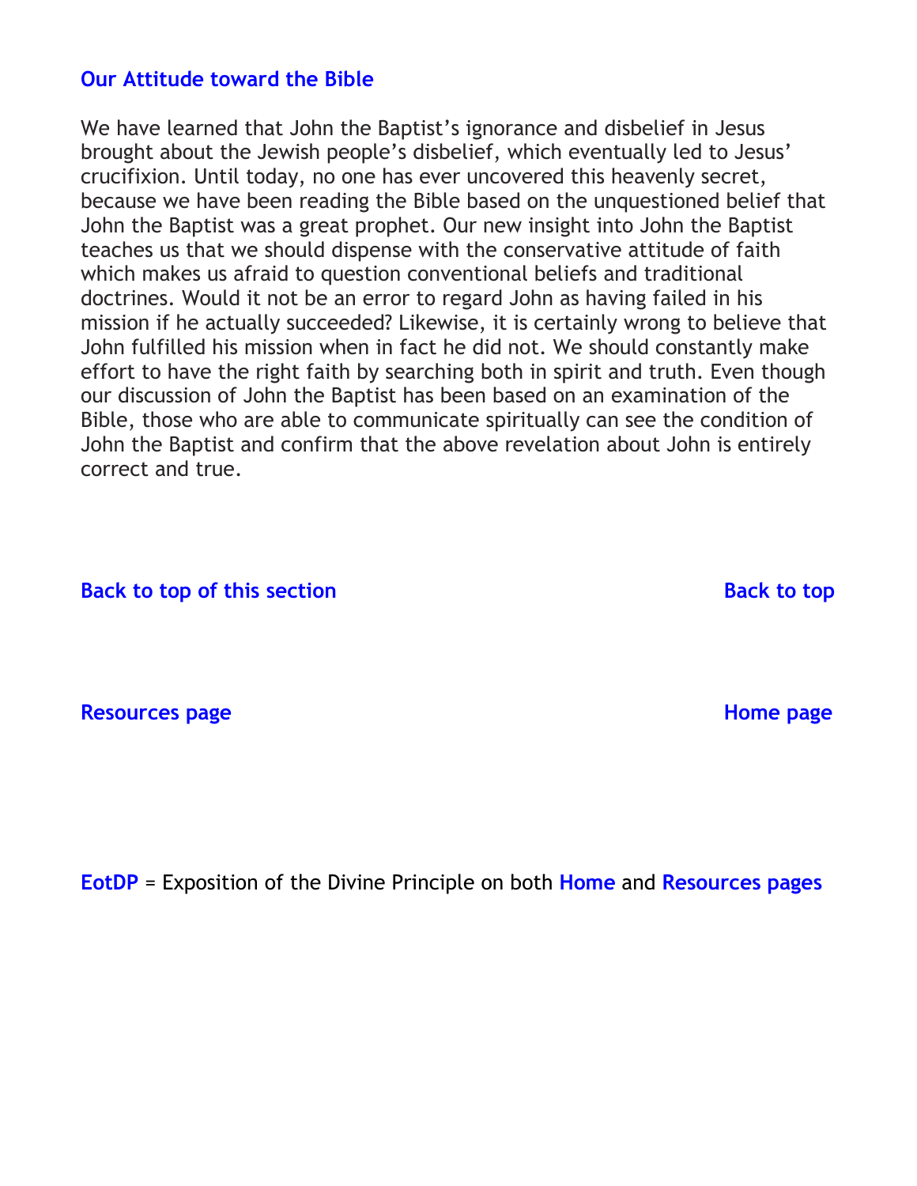### Our Attitude toward the Bible

We have learned that John the Baptist's ignorance and disbelief in Jesus brought about the Jewish people's disbelief, which eventually led to Jesus' crucifixion. Until today, no one has ever uncovered this heavenly secret, because we have been reading the Bible based on the unquestioned belief that John the Baptist was a great prophet. Our new insight into John the Baptist teaches us that we should dispense with the conservative attitude of faith which makes us afraid to question conventional beliefs and traditional doctrines. Would it not be an error to regard John as having failed in his mission if he actually succeeded? Likewise, it is certainly wrong to believe that John fulfilled his mission when in fact he did not. We should constantly make effort to have the right faith by searching both in spirit and truth. Even though our discussion of John the Baptist has been based on an examination of the Bible, those who are able to communicate spiritually can see the condition of John the Baptist and confirm that the above revelation about John is entirely correct and true.

**Back to top of this section** **Back to top**

**Resources page** **Home page**

**EotDP** = Exposition of the Divine Principle on both **Home** and **Resources pages**